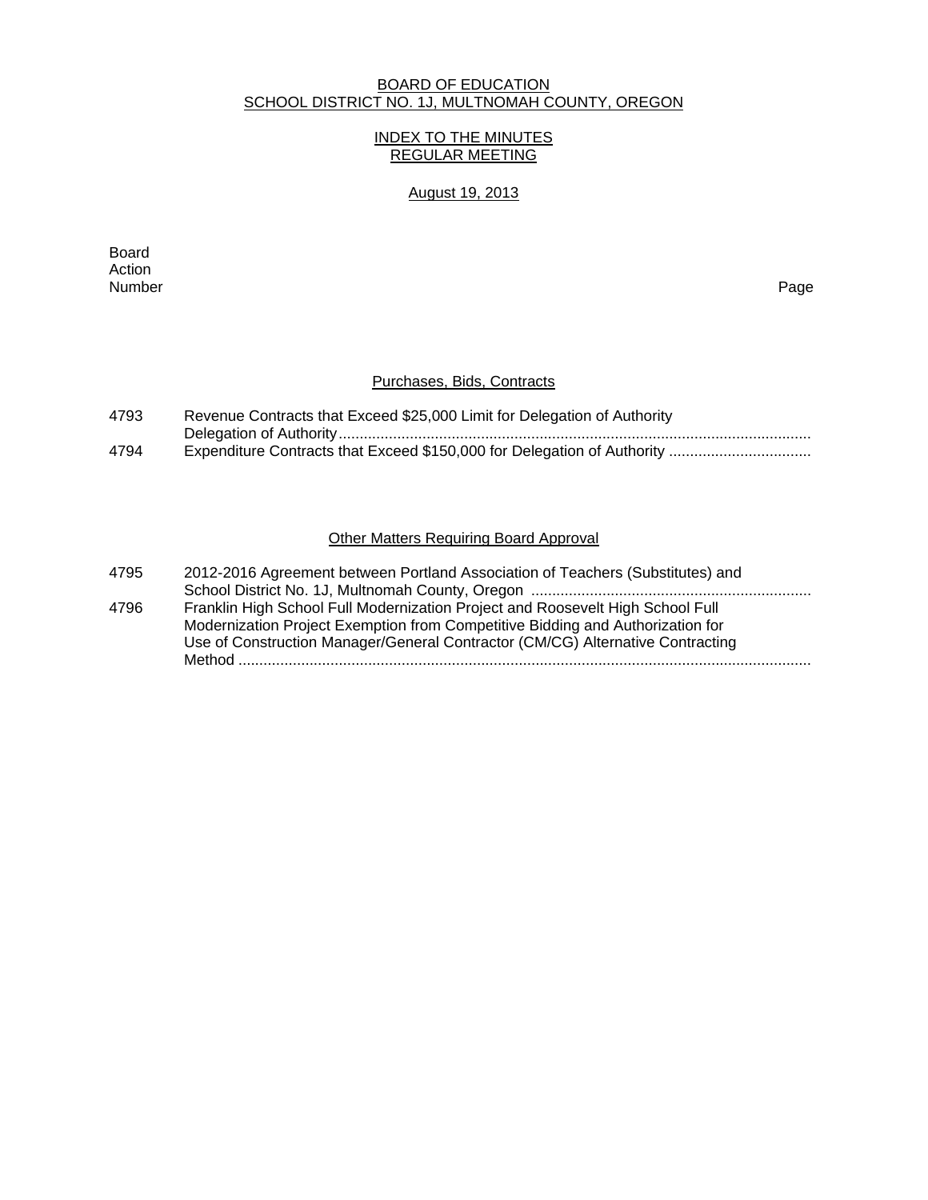BOARD OF EDUCATION
SCHOOL DISTRICT NO. 1J, MULTNOMAH COUNTY, OREGON

INDEX TO THE MINUTES
REGULAR MEETING

August 19, 2013

| Board Action Number | | Page |
|---|---|---|
| | **Purchases, Bids, Contracts** | |
| 4793 | Revenue Contracts that Exceed $25,000 Limit for Delegation of Authority Delegation of Authority | |
| 4794 | Expenditure Contracts that Exceed $150,000 for Delegation of Authority | |
| | **Other Matters Requiring Board Approval** | |
| 4795 | 2012-2016 Agreement between Portland Association of Teachers (Substitutes) and School District No. 1J, Multnomah County, Oregon | |
| 4796 | Franklin High School Full Modernization Project and Roosevelt High School Full Modernization Project Exemption from Competitive Bidding and Authorization for Use of Construction Manager/General Contractor (CM/CG) Alternative Contracting Method | |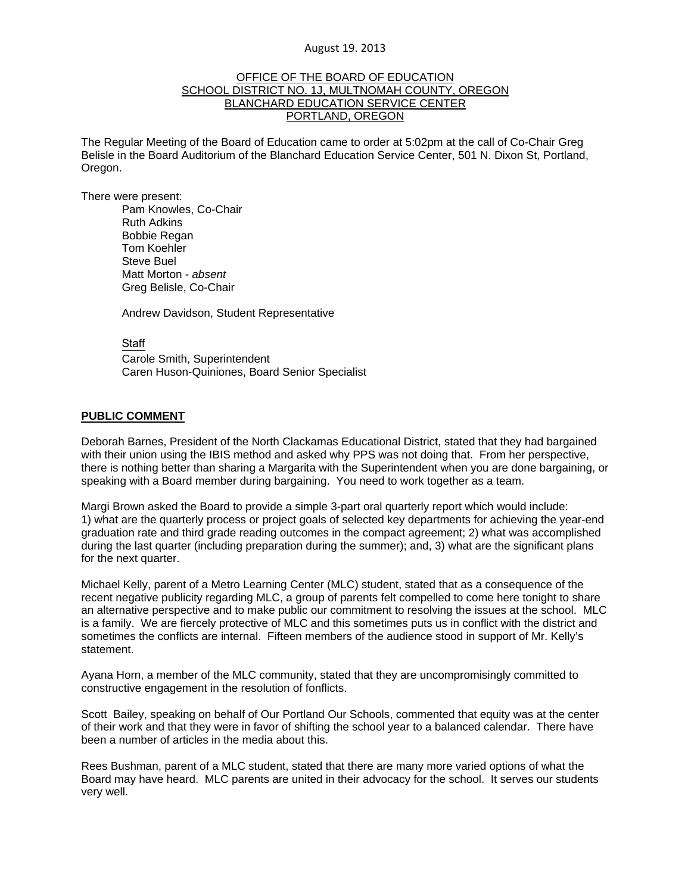August 19. 2013

OFFICE OF THE BOARD OF EDUCATION
SCHOOL DISTRICT NO. 1J, MULTNOMAH COUNTY, OREGON
BLANCHARD EDUCATION SERVICE CENTER
PORTLAND, OREGON

The Regular Meeting of the Board of Education came to order at 5:02pm at the call of Co-Chair Greg Belisle in the Board Auditorium of the Blanchard Education Service Center, 501 N. Dixon St, Portland, Oregon.

There were present:

Pam Knowles, Co-Chair
Ruth Adkins
Bobbie Regan
Tom Koehler
Steve Buel
Matt Morton - *absent*
Greg Belisle, Co-Chair

Andrew Davidson, Student Representative

Staff
Carole Smith, Superintendent
Caren Huson-Quiniones, Board Senior Specialist

## PUBLIC COMMENT

Deborah Barnes, President of the North Clackamas Educational District, stated that they had bargained with their union using the IBIS method and asked why PPS was not doing that. From her perspective, there is nothing better than sharing a Margarita with the Superintendent when you are done bargaining, or speaking with a Board member during bargaining. You need to work together as a team.

Margi Brown asked the Board to provide a simple 3-part oral quarterly report which would include: 1) what are the quarterly process or project goals of selected key departments for achieving the year-end graduation rate and third grade reading outcomes in the compact agreement; 2) what was accomplished during the last quarter (including preparation during the summer); and, 3) what are the significant plans for the next quarter.

Michael Kelly, parent of a Metro Learning Center (MLC) student, stated that as a consequence of the recent negative publicity regarding MLC, a group of parents felt compelled to come here tonight to share an alternative perspective and to make public our commitment to resolving the issues at the school. MLC is a family. We are fiercely protective of MLC and this sometimes puts us in conflict with the district and sometimes the conflicts are internal. Fifteen members of the audience stood in support of Mr. Kelly's statement.

Ayana Horn, a member of the MLC community, stated that they are uncompromisingly committed to constructive engagement in the resolution of fonflicts.

Scott Bailey, speaking on behalf of Our Portland Our Schools, commented that equity was at the center of their work and that they were in favor of shifting the school year to a balanced calendar. There have been a number of articles in the media about this.

Rees Bushman, parent of a MLC student, stated that there are many more varied options of what the Board may have heard. MLC parents are united in their advocacy for the school. It serves our students very well.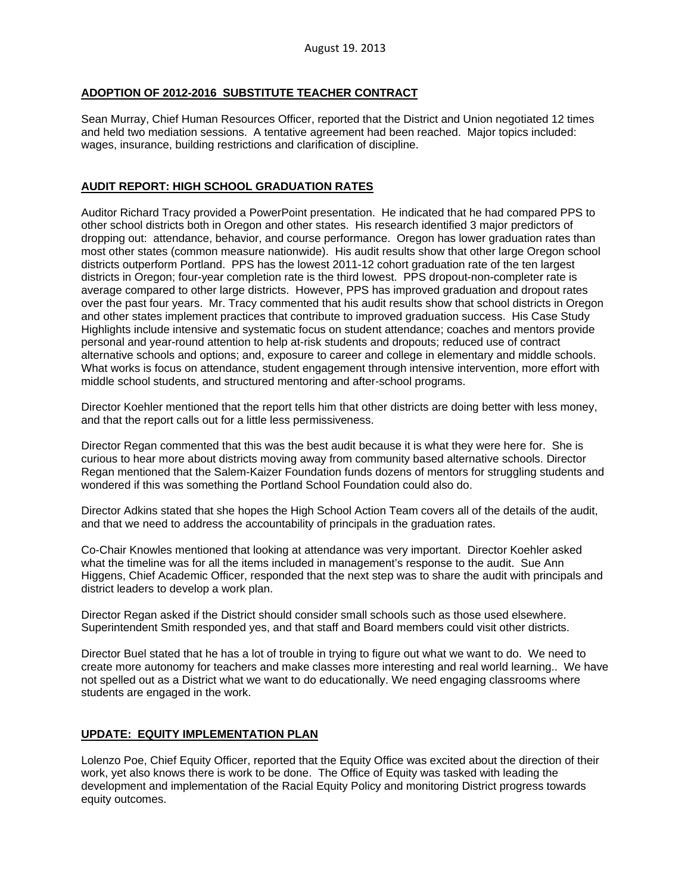## ADOPTION OF 2012-2016 SUBSTITUTE TEACHER CONTRACT

Sean Murray, Chief Human Resources Officer, reported that the District and Union negotiated 12 times and held two mediation sessions. A tentative agreement had been reached. Major topics included: wages, insurance, building restrictions and clarification of discipline.

## AUDIT REPORT: HIGH SCHOOL GRADUATION RATES

Auditor Richard Tracy provided a PowerPoint presentation. He indicated that he had compared PPS to other school districts both in Oregon and other states. His research identified 3 major predictors of dropping out: attendance, behavior, and course performance. Oregon has lower graduation rates than most other states (common measure nationwide). His audit results show that other large Oregon school districts outperform Portland. PPS has the lowest 2011-12 cohort graduation rate of the ten largest districts in Oregon; four-year completion rate is the third lowest. PPS dropout-non-completer rate is average compared to other large districts. However, PPS has improved graduation and dropout rates over the past four years. Mr. Tracy commented that his audit results show that school districts in Oregon and other states implement practices that contribute to improved graduation success. His Case Study Highlights include intensive and systematic focus on student attendance; coaches and mentors provide personal and year-round attention to help at-risk students and dropouts; reduced use of contract alternative schools and options; and, exposure to career and college in elementary and middle schools. What works is focus on attendance, student engagement through intensive intervention, more effort with middle school students, and structured mentoring and after-school programs.

Director Koehler mentioned that the report tells him that other districts are doing better with less money, and that the report calls out for a little less permissiveness.

Director Regan commented that this was the best audit because it is what they were here for. She is curious to hear more about districts moving away from community based alternative schools. Director Regan mentioned that the Salem-Kaizer Foundation funds dozens of mentors for struggling students and wondered if this was something the Portland School Foundation could also do.

Director Adkins stated that she hopes the High School Action Team covers all of the details of the audit, and that we need to address the accountability of principals in the graduation rates.

Co-Chair Knowles mentioned that looking at attendance was very important. Director Koehler asked what the timeline was for all the items included in management's response to the audit. Sue Ann Higgens, Chief Academic Officer, responded that the next step was to share the audit with principals and district leaders to develop a work plan.

Director Regan asked if the District should consider small schools such as those used elsewhere. Superintendent Smith responded yes, and that staff and Board members could visit other districts.

Director Buel stated that he has a lot of trouble in trying to figure out what we want to do. We need to create more autonomy for teachers and make classes more interesting and real world learning.. We have not spelled out as a District what we want to do educationally. We need engaging classrooms where students are engaged in the work.

## UPDATE: EQUITY IMPLEMENTATION PLAN

Lolenzo Poe, Chief Equity Officer, reported that the Equity Office was excited about the direction of their work, yet also knows there is work to be done. The Office of Equity was tasked with leading the development and implementation of the Racial Equity Policy and monitoring District progress towards equity outcomes.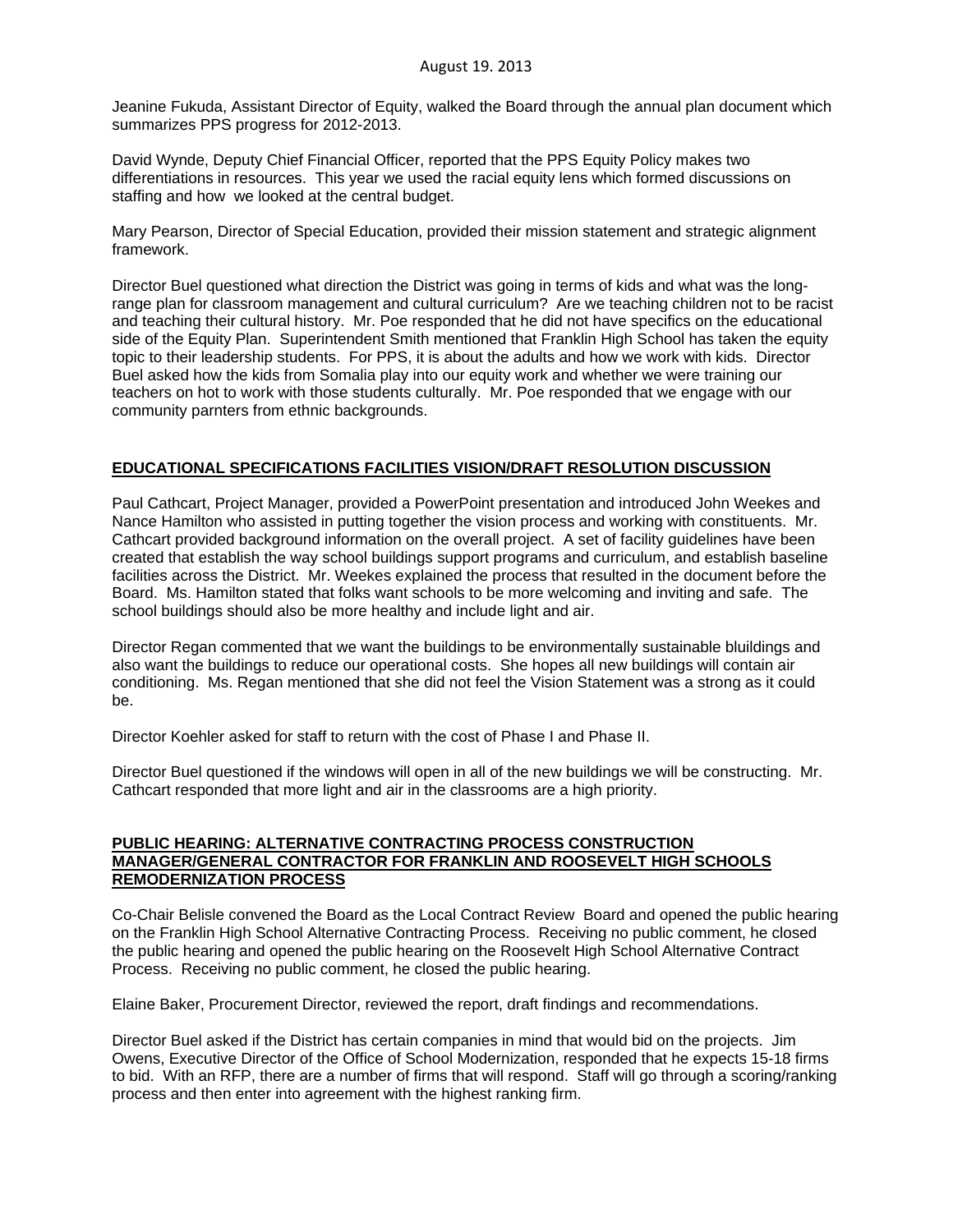Jeanine Fukuda, Assistant Director of Equity, walked the Board through the annual plan document which summarizes PPS progress for 2012-2013.

David Wynde, Deputy Chief Financial Officer, reported that the PPS Equity Policy makes two differentiations in resources. This year we used the racial equity lens which formed discussions on staffing and how we looked at the central budget.

Mary Pearson, Director of Special Education, provided their mission statement and strategic alignment framework.

Director Buel questioned what direction the District was going in terms of kids and what was the long-range plan for classroom management and cultural curriculum? Are we teaching children not to be racist and teaching their cultural history. Mr. Poe responded that he did not have specifics on the educational side of the Equity Plan. Superintendent Smith mentioned that Franklin High School has taken the equity topic to their leadership students. For PPS, it is about the adults and how we work with kids. Director Buel asked how the kids from Somalia play into our equity work and whether we were training our teachers on hot to work with those students culturally. Mr. Poe responded that we engage with our community parnters from ethnic backgrounds.

## EDUCATIONAL SPECIFICATIONS FACILITIES VISION/DRAFT RESOLUTION DISCUSSION

Paul Cathcart, Project Manager, provided a PowerPoint presentation and introduced John Weekes and Nance Hamilton who assisted in putting together the vision process and working with constituents. Mr. Cathcart provided background information on the overall project. A set of facility guidelines have been created that establish the way school buildings support programs and curriculum, and establish baseline facilities across the District. Mr. Weekes explained the process that resulted in the document before the Board. Ms. Hamilton stated that folks want schools to be more welcoming and inviting and safe. The school buildings should also be more healthy and include light and air.

Director Regan commented that we want the buildings to be environmentally sustainable bluildings and also want the buildings to reduce our operational costs. She hopes all new buildings will contain air conditioning. Ms. Regan mentioned that she did not feel the Vision Statement was a strong as it could be.

Director Koehler asked for staff to return with the cost of Phase I and Phase II.

Director Buel questioned if the windows will open in all of the new buildings we will be constructing. Mr. Cathcart responded that more light and air in the classrooms are a high priority.

## PUBLIC HEARING: ALTERNATIVE CONTRACTING PROCESS CONSTRUCTION MANAGER/GENERAL CONTRACTOR FOR FRANKLIN AND ROOSEVELT HIGH SCHOOLS REMODERNIZATION PROCESS

Co-Chair Belisle convened the Board as the Local Contract Review Board and opened the public hearing on the Franklin High School Alternative Contracting Process. Receiving no public comment, he closed the public hearing and opened the public hearing on the Roosevelt High School Alternative Contract Process. Receiving no public comment, he closed the public hearing.

Elaine Baker, Procurement Director, reviewed the report, draft findings and recommendations.

Director Buel asked if the District has certain companies in mind that would bid on the projects. Jim Owens, Executive Director of the Office of School Modernization, responded that he expects 15-18 firms to bid. With an RFP, there are a number of firms that will respond. Staff will go through a scoring/ranking process and then enter into agreement with the highest ranking firm.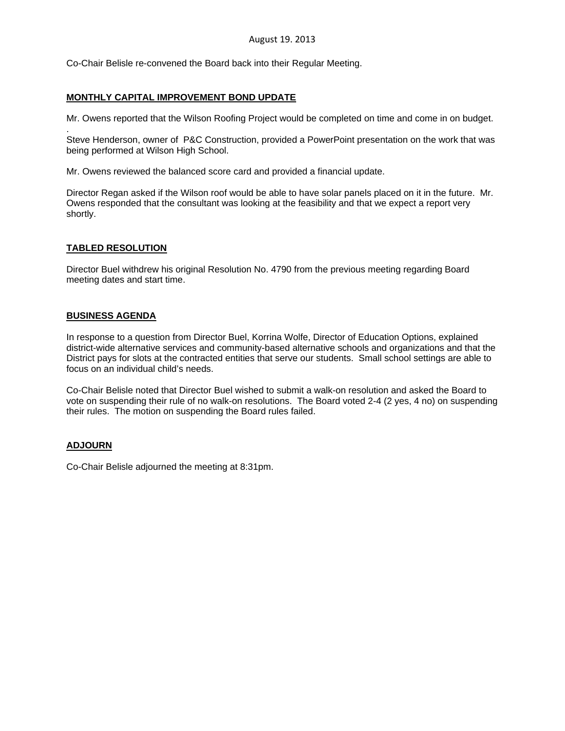Co-Chair Belisle re-convened the Board back into their Regular Meeting.

**MONTHLY CAPITAL IMPROVEMENT BOND UPDATE**

Mr. Owens reported that the Wilson Roofing Project would be completed on time and come in on budget.
.
Steve Henderson, owner of P&C Construction, provided a PowerPoint presentation on the work that was being performed at Wilson High School.

Mr. Owens reviewed the balanced score card and provided a financial update.

Director Regan asked if the Wilson roof would be able to have solar panels placed on it in the future. Mr. Owens responded that the consultant was looking at the feasibility and that we expect a report very shortly.

**TABLED RESOLUTION**

Director Buel withdrew his original Resolution No. 4790 from the previous meeting regarding Board meeting dates and start time.

**BUSINESS AGENDA**

In response to a question from Director Buel, Korrina Wolfe, Director of Education Options, explained district-wide alternative services and community-based alternative schools and organizations and that the District pays for slots at the contracted entities that serve our students. Small school settings are able to focus on an individual child's needs.

Co-Chair Belisle noted that Director Buel wished to submit a walk-on resolution and asked the Board to vote on suspending their rule of no walk-on resolutions. The Board voted 2-4 (2 yes, 4 no) on suspending their rules. The motion on suspending the Board rules failed.

**ADJOURN**

Co-Chair Belisle adjourned the meeting at 8:31pm.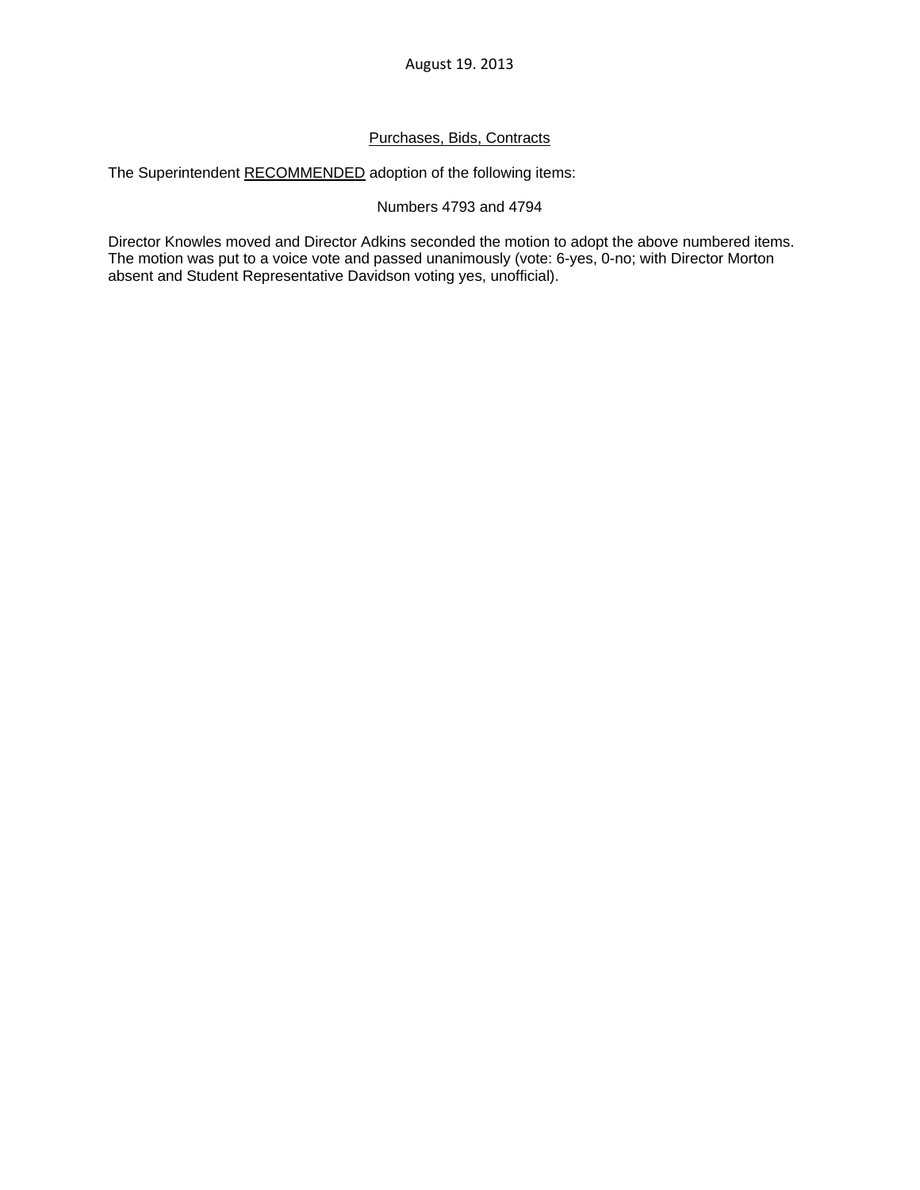August 19. 2013

<u>Purchases, Bids, Contracts</u>

The Superintendent <u>RECOMMENDED</u> adoption of the following items:

Numbers 4793 and 4794

Director Knowles moved and Director Adkins seconded the motion to adopt the above numbered items. The motion was put to a voice vote and passed unanimously (vote: 6-yes, 0-no; with Director Morton absent and Student Representative Davidson voting yes, unofficial).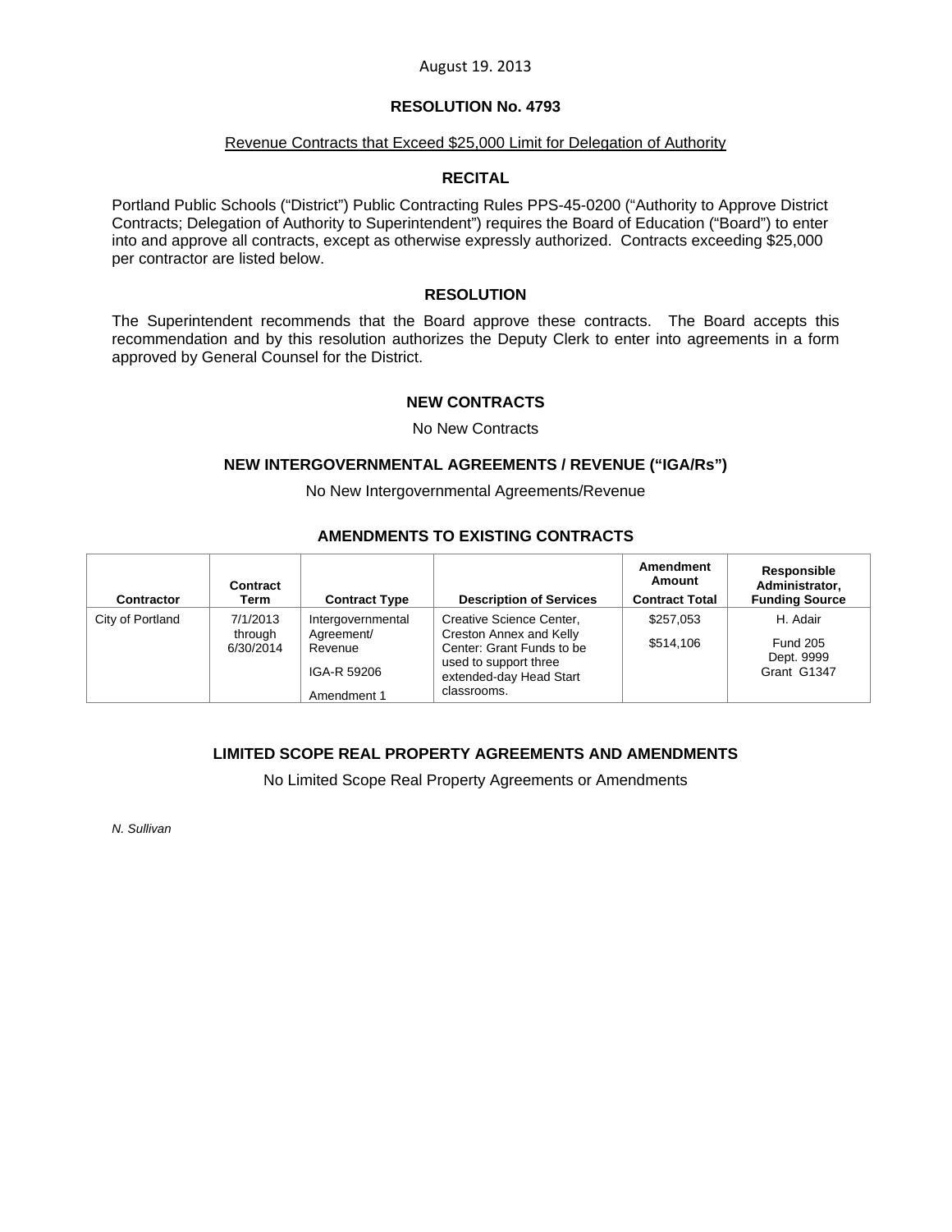August 19. 2013

## RESOLUTION No. 4793

Revenue Contracts that Exceed $25,000 Limit for Delegation of Authority

### RECITAL

Portland Public Schools ("District") Public Contracting Rules PPS-45-0200 ("Authority to Approve District Contracts; Delegation of Authority to Superintendent") requires the Board of Education ("Board") to enter into and approve all contracts, except as otherwise expressly authorized. Contracts exceeding $25,000 per contractor are listed below.

### RESOLUTION

The Superintendent recommends that the Board approve these contracts. The Board accepts this recommendation and by this resolution authorizes the Deputy Clerk to enter into agreements in a form approved by General Counsel for the District.

### NEW CONTRACTS

No New Contracts

### NEW INTERGOVERNMENTAL AGREEMENTS / REVENUE ("IGA/Rs")

No New Intergovernmental Agreements/Revenue

### AMENDMENTS TO EXISTING CONTRACTS

| Contractor | Contract Term | Contract Type | Description of Services | Amendment Amount<br>Contract Total | Responsible Administrator, Funding Source |
|---|---|---|---|---|---|
| City of Portland | 7/1/2013 through 6/30/2014 | Intergovernmental Agreement/ Revenue<br>IGA-R 59206<br>Amendment 1 | Creative Science Center, Creston Annex and Kelly Center: Grant Funds to be used to support three extended-day Head Start classrooms. | $257,053<br>$514,106 | H. Adair<br>Fund 205<br>Dept. 9999<br>Grant G1347 |

### LIMITED SCOPE REAL PROPERTY AGREEMENTS AND AMENDMENTS

No Limited Scope Real Property Agreements or Amendments

*N. Sullivan*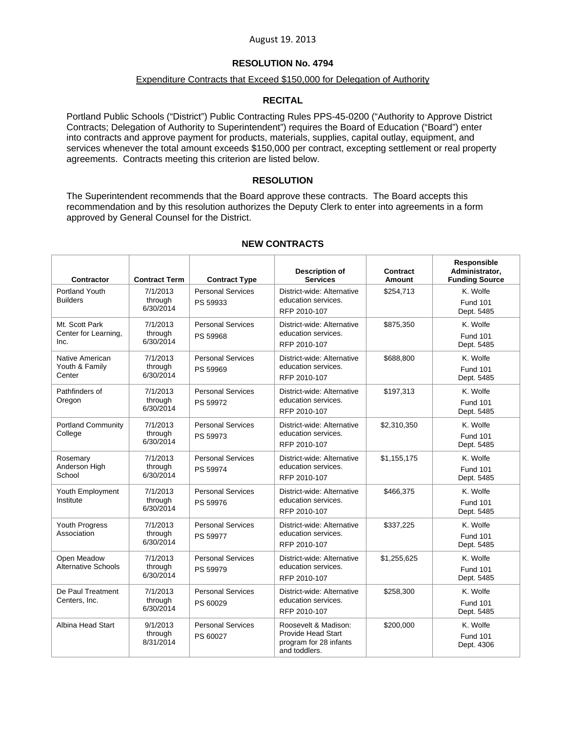August 19. 2013

## RESOLUTION No. 4794

Expenditure Contracts that Exceed $150,000 for Delegation of Authority

### RECITAL

Portland Public Schools ("District") Public Contracting Rules PPS-45-0200 ("Authority to Approve District Contracts; Delegation of Authority to Superintendent") requires the Board of Education ("Board") enter into contracts and approve payment for products, materials, supplies, capital outlay, equipment, and services whenever the total amount exceeds $150,000 per contract, excepting settlement or real property agreements. Contracts meeting this criterion are listed below.

### RESOLUTION

The Superintendent recommends that the Board approve these contracts. The Board accepts this recommendation and by this resolution authorizes the Deputy Clerk to enter into agreements in a form approved by General Counsel for the District.

### NEW CONTRACTS

| Contractor | Contract Term | Contract Type | Description of Services | Contract Amount | Responsible Administrator, Funding Source |
|---|---|---|---|---|---|
| Portland Youth Builders | 7/1/2013 through 6/30/2014 | Personal Services PS 59933 | District-wide: Alternative education services. RFP 2010-107 | $254,713 | K. Wolfe Fund 101 Dept. 5485 |
| Mt. Scott Park Center for Learning, Inc. | 7/1/2013 through 6/30/2014 | Personal Services PS 59968 | District-wide: Alternative education services. RFP 2010-107 | $875,350 | K. Wolfe Fund 101 Dept. 5485 |
| Native American Youth & Family Center | 7/1/2013 through 6/30/2014 | Personal Services PS 59969 | District-wide: Alternative education services. RFP 2010-107 | $688,800 | K. Wolfe Fund 101 Dept. 5485 |
| Pathfinders of Oregon | 7/1/2013 through 6/30/2014 | Personal Services PS 59972 | District-wide: Alternative education services. RFP 2010-107 | $197,313 | K. Wolfe Fund 101 Dept. 5485 |
| Portland Community College | 7/1/2013 through 6/30/2014 | Personal Services PS 59973 | District-wide: Alternative education services. RFP 2010-107 | $2,310,350 | K. Wolfe Fund 101 Dept. 5485 |
| Rosemary Anderson High School | 7/1/2013 through 6/30/2014 | Personal Services PS 59974 | District-wide: Alternative education services. RFP 2010-107 | $1,155,175 | K. Wolfe Fund 101 Dept. 5485 |
| Youth Employment Institute | 7/1/2013 through 6/30/2014 | Personal Services PS 59976 | District-wide: Alternative education services. RFP 2010-107 | $466,375 | K. Wolfe Fund 101 Dept. 5485 |
| Youth Progress Association | 7/1/2013 through 6/30/2014 | Personal Services PS 59977 | District-wide: Alternative education services. RFP 2010-107 | $337,225 | K. Wolfe Fund 101 Dept. 5485 |
| Open Meadow Alternative Schools | 7/1/2013 through 6/30/2014 | Personal Services PS 59979 | District-wide: Alternative education services. RFP 2010-107 | $1,255,625 | K. Wolfe Fund 101 Dept. 5485 |
| De Paul Treatment Centers, Inc. | 7/1/2013 through 6/30/2014 | Personal Services PS 60029 | District-wide: Alternative education services. RFP 2010-107 | $258,300 | K. Wolfe Fund 101 Dept. 5485 |
| Albina Head Start | 9/1/2013 through 8/31/2014 | Personal Services PS 60027 | Roosevelt & Madison: Provide Head Start program for 28 infants and toddlers. | $200,000 | K. Wolfe Fund 101 Dept. 4306 |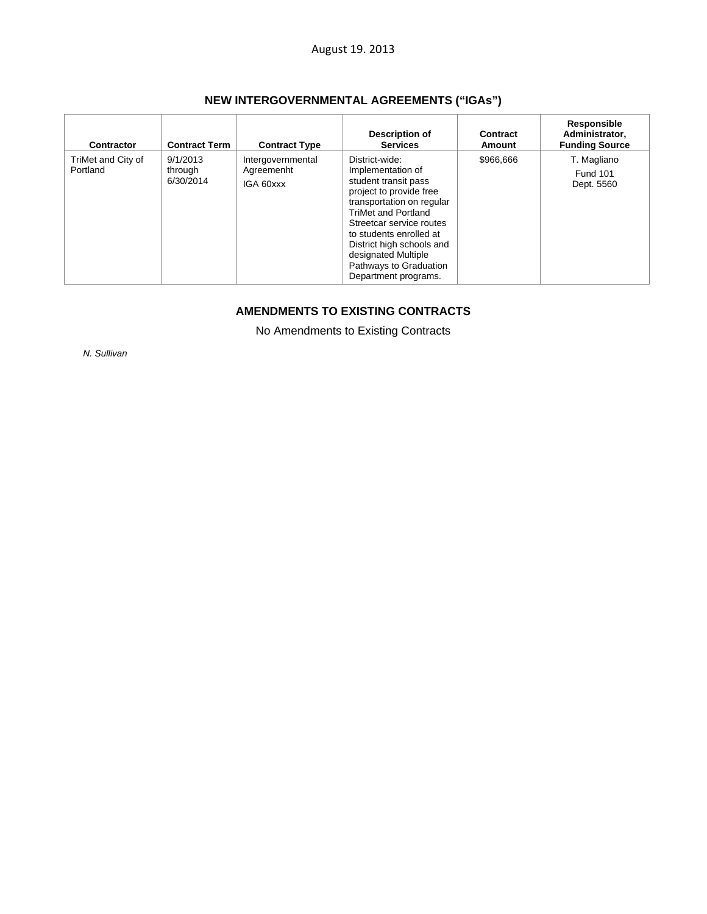August 19. 2013

## NEW INTERGOVERNMENTAL AGREEMENTS ("IGAs")

| Contractor | Contract Term | Contract Type | Description of Services | Contract Amount | Responsible Administrator, Funding Source |
|---|---|---|---|---|---|
| TriMet and City of Portland | 9/1/2013 through 6/30/2014 | Intergovernmental Agreemenht IGA 60xxx | District-wide: Implementation of student transit pass project to provide free transportation on regular TriMet and Portland Streetcar service routes to students enrolled at District high schools and designated Multiple Pathways to Graduation Department programs. | $966,666 | T. Magliano Fund 101 Dept. 5560 |

## AMENDMENTS TO EXISTING CONTRACTS

No Amendments to Existing Contracts

*N. Sullivan*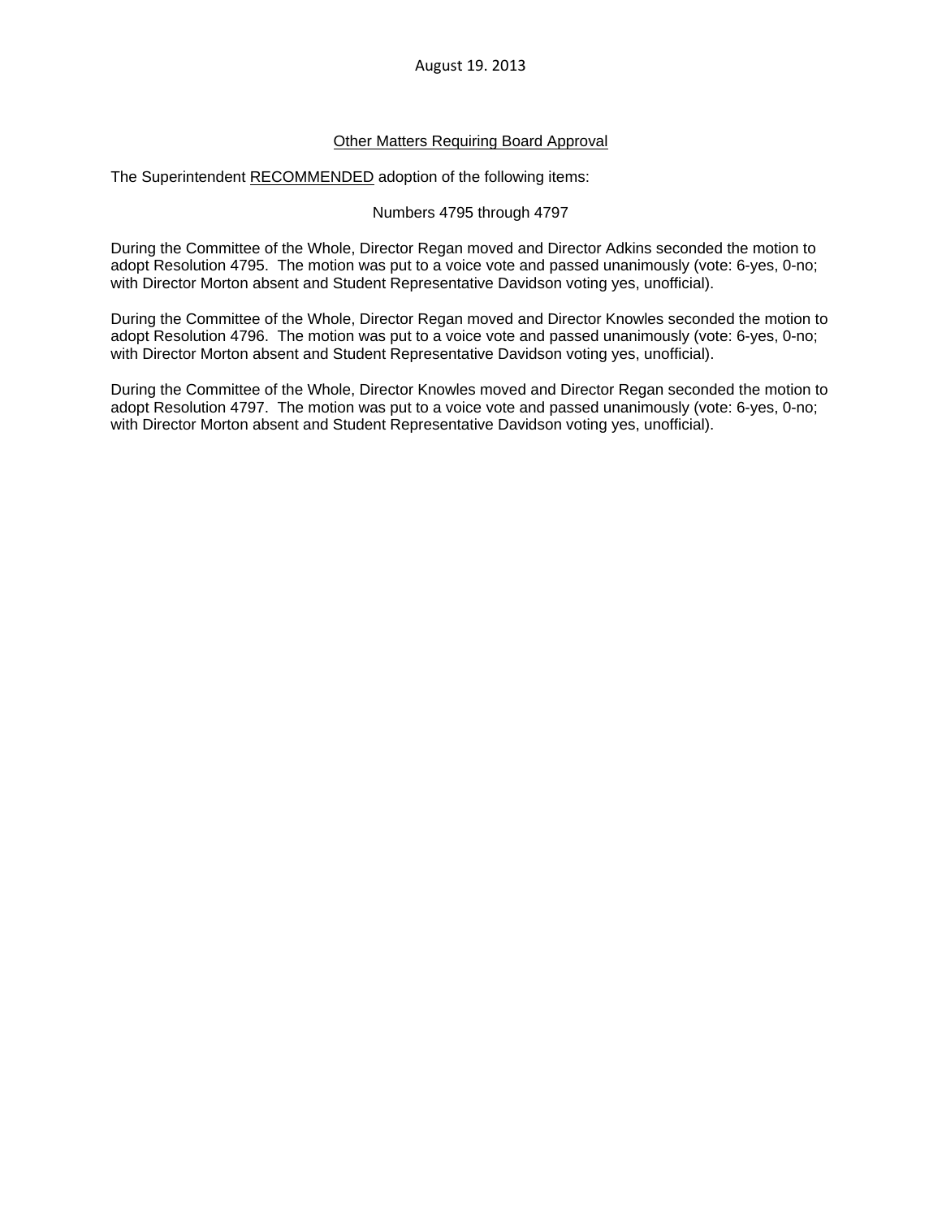August 19. 2013

## Other Matters Requiring Board Approval

The Superintendent RECOMMENDED adoption of the following items:

Numbers 4795 through 4797

During the Committee of the Whole, Director Regan moved and Director Adkins seconded the motion to adopt Resolution 4795. The motion was put to a voice vote and passed unanimously (vote: 6-yes, 0-no; with Director Morton absent and Student Representative Davidson voting yes, unofficial).

During the Committee of the Whole, Director Regan moved and Director Knowles seconded the motion to adopt Resolution 4796. The motion was put to a voice vote and passed unanimously (vote: 6-yes, 0-no; with Director Morton absent and Student Representative Davidson voting yes, unofficial).

During the Committee of the Whole, Director Knowles moved and Director Regan seconded the motion to adopt Resolution 4797. The motion was put to a voice vote and passed unanimously (vote: 6-yes, 0-no; with Director Morton absent and Student Representative Davidson voting yes, unofficial).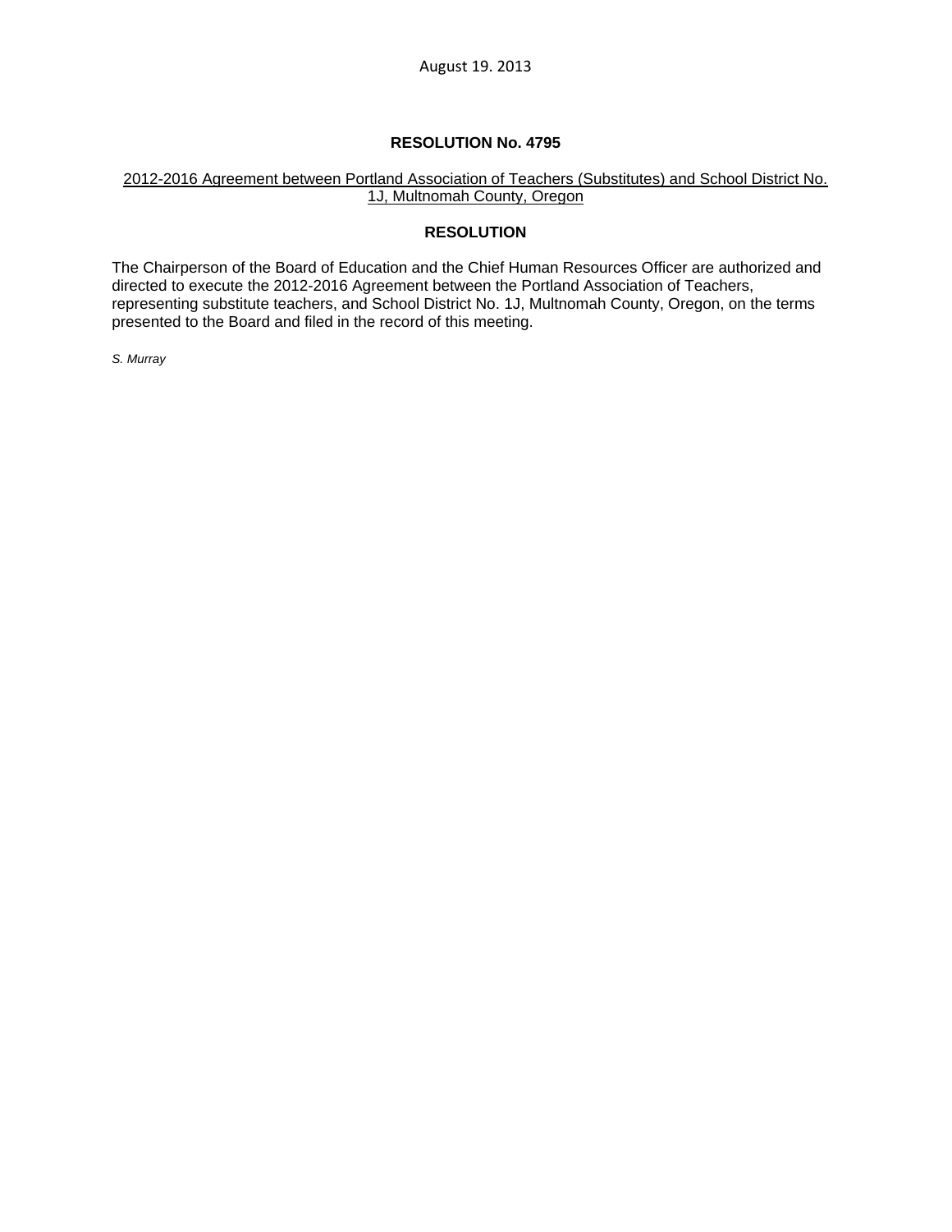August 19. 2013

**RESOLUTION No. 4795**

2012-2016 Agreement between Portland Association of Teachers (Substitutes) and School District No. 1J, Multnomah County, Oregon

**RESOLUTION**

The Chairperson of the Board of Education and the Chief Human Resources Officer are authorized and directed to execute the 2012-2016 Agreement between the Portland Association of Teachers, representing substitute teachers, and School District No. 1J, Multnomah County, Oregon, on the terms presented to the Board and filed in the record of this meeting.

*S. Murray*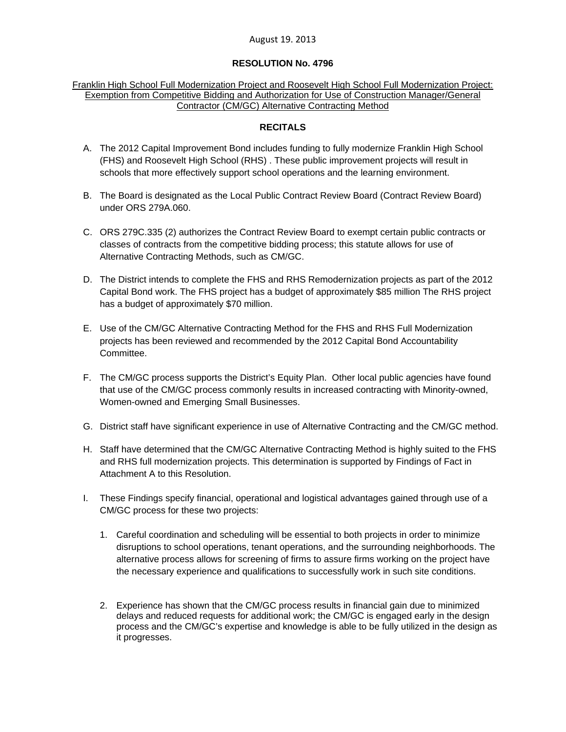August 19. 2013

**RESOLUTION No. 4796**

Franklin High School Full Modernization Project and Roosevelt High School Full Modernization Project: Exemption from Competitive Bidding and Authorization for Use of Construction Manager/General Contractor (CM/GC) Alternative Contracting Method

**RECITALS**

A. The 2012 Capital Improvement Bond includes funding to fully modernize Franklin High School (FHS) and Roosevelt High School (RHS) . These public improvement projects will result in schools that more effectively support school operations and the learning environment.

B. The Board is designated as the Local Public Contract Review Board (Contract Review Board) under ORS 279A.060.

C. ORS 279C.335 (2) authorizes the Contract Review Board to exempt certain public contracts or classes of contracts from the competitive bidding process; this statute allows for use of Alternative Contracting Methods, such as CM/GC.

D. The District intends to complete the FHS and RHS Remodernization projects as part of the 2012 Capital Bond work. The FHS project has a budget of approximately $85 million The RHS project has a budget of approximately $70 million.

E. Use of the CM/GC Alternative Contracting Method for the FHS and RHS Full Modernization projects has been reviewed and recommended by the 2012 Capital Bond Accountability Committee.

F. The CM/GC process supports the District's Equity Plan. Other local public agencies have found that use of the CM/GC process commonly results in increased contracting with Minority-owned, Women-owned and Emerging Small Businesses.

G. District staff have significant experience in use of Alternative Contracting and the CM/GC method.

H. Staff have determined that the CM/GC Alternative Contracting Method is highly suited to the FHS and RHS full modernization projects. This determination is supported by Findings of Fact in Attachment A to this Resolution.

I. These Findings specify financial, operational and logistical advantages gained through use of a CM/GC process for these two projects:

   1. Careful coordination and scheduling will be essential to both projects in order to minimize disruptions to school operations, tenant operations, and the surrounding neighborhoods. The alternative process allows for screening of firms to assure firms working on the project have the necessary experience and qualifications to successfully work in such site conditions.

   2. Experience has shown that the CM/GC process results in financial gain due to minimized delays and reduced requests for additional work; the CM/GC is engaged early in the design process and the CM/GC's expertise and knowledge is able to be fully utilized in the design as it progresses.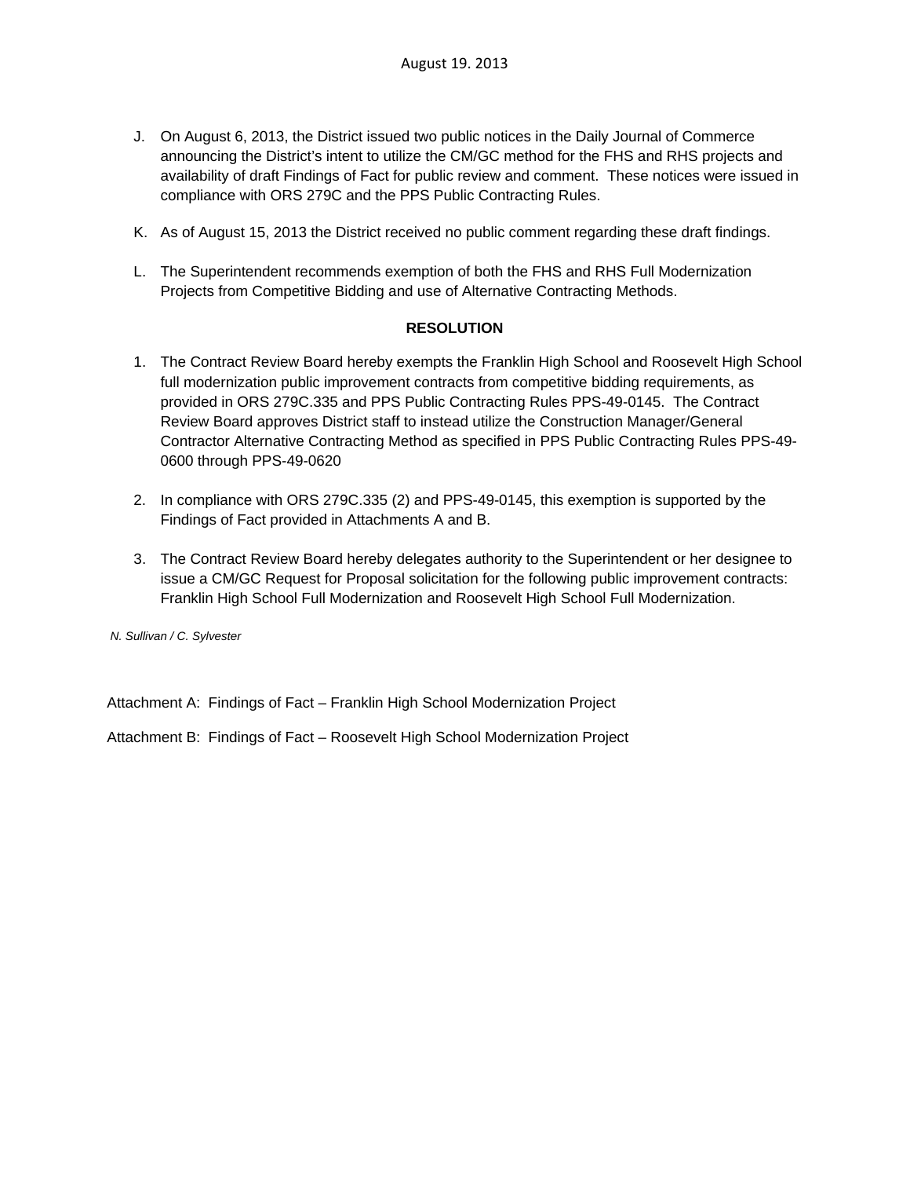J. On August 6, 2013, the District issued two public notices in the Daily Journal of Commerce announcing the District's intent to utilize the CM/GC method for the FHS and RHS projects and availability of draft Findings of Fact for public review and comment. These notices were issued in compliance with ORS 279C and the PPS Public Contracting Rules.

K. As of August 15, 2013 the District received no public comment regarding these draft findings.

L. The Superintendent recommends exemption of both the FHS and RHS Full Modernization Projects from Competitive Bidding and use of Alternative Contracting Methods.

**RESOLUTION**

1. The Contract Review Board hereby exempts the Franklin High School and Roosevelt High School full modernization public improvement contracts from competitive bidding requirements, as provided in ORS 279C.335 and PPS Public Contracting Rules PPS-49-0145. The Contract Review Board approves District staff to instead utilize the Construction Manager/General Contractor Alternative Contracting Method as specified in PPS Public Contracting Rules PPS-49-0600 through PPS-49-0620

2. In compliance with ORS 279C.335 (2) and PPS-49-0145, this exemption is supported by the Findings of Fact provided in Attachments A and B.

3. The Contract Review Board hereby delegates authority to the Superintendent or her designee to issue a CM/GC Request for Proposal solicitation for the following public improvement contracts: Franklin High School Full Modernization and Roosevelt High School Full Modernization.

*N. Sullivan / C. Sylvester*

Attachment A: Findings of Fact – Franklin High School Modernization Project

Attachment B: Findings of Fact – Roosevelt High School Modernization Project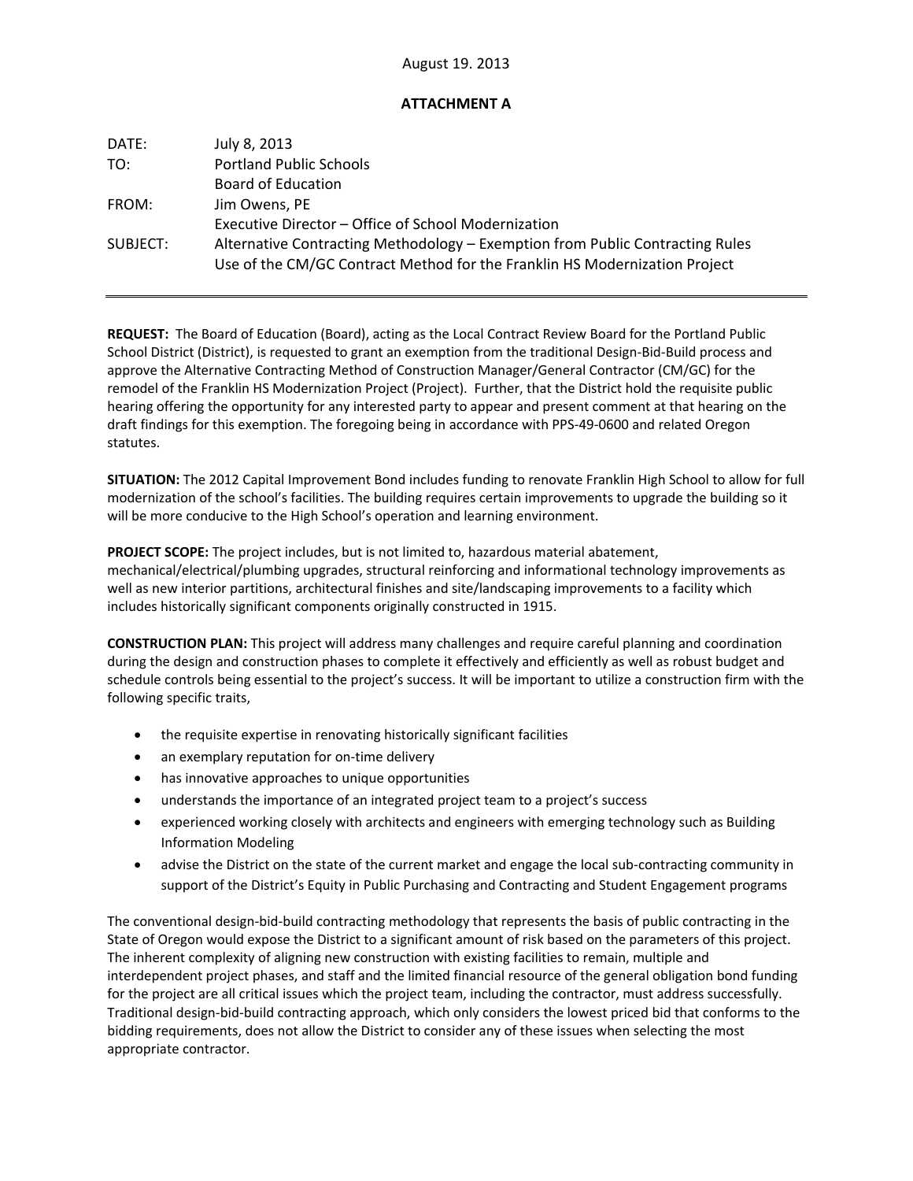August 19. 2013

**ATTACHMENT A**

| | |
|---|---|
| DATE: | July 8, 2013 |
| TO: | Portland Public Schools<br>Board of Education |
| FROM: | Jim Owens, PE<br>Executive Director – Office of School Modernization |
| SUBJECT: | Alternative Contracting Methodology – Exemption from Public Contracting Rules<br>Use of the CM/GC Contract Method for the Franklin HS Modernization Project |

---

**REQUEST:** The Board of Education (Board), acting as the Local Contract Review Board for the Portland Public School District (District), is requested to grant an exemption from the traditional Design-Bid-Build process and approve the Alternative Contracting Method of Construction Manager/General Contractor (CM/GC) for the remodel of the Franklin HS Modernization Project (Project). Further, that the District hold the requisite public hearing offering the opportunity for any interested party to appear and present comment at that hearing on the draft findings for this exemption. The foregoing being in accordance with PPS-49-0600 and related Oregon statutes.

**SITUATION:** The 2012 Capital Improvement Bond includes funding to renovate Franklin High School to allow for full modernization of the school's facilities. The building requires certain improvements to upgrade the building so it will be more conducive to the High School's operation and learning environment.

**PROJECT SCOPE:** The project includes, but is not limited to, hazardous material abatement, mechanical/electrical/plumbing upgrades, structural reinforcing and informational technology improvements as well as new interior partitions, architectural finishes and site/landscaping improvements to a facility which includes historically significant components originally constructed in 1915.

**CONSTRUCTION PLAN:** This project will address many challenges and require careful planning and coordination during the design and construction phases to complete it effectively and efficiently as well as robust budget and schedule controls being essential to the project's success. It will be important to utilize a construction firm with the following specific traits,

- the requisite expertise in renovating historically significant facilities
- an exemplary reputation for on-time delivery
- has innovative approaches to unique opportunities
- understands the importance of an integrated project team to a project's success
- experienced working closely with architects and engineers with emerging technology such as Building Information Modeling
- advise the District on the state of the current market and engage the local sub-contracting community in support of the District's Equity in Public Purchasing and Contracting and Student Engagement programs

The conventional design-bid-build contracting methodology that represents the basis of public contracting in the State of Oregon would expose the District to a significant amount of risk based on the parameters of this project. The inherent complexity of aligning new construction with existing facilities to remain, multiple and interdependent project phases, and staff and the limited financial resource of the general obligation bond funding for the project are all critical issues which the project team, including the contractor, must address successfully. Traditional design-bid-build contracting approach, which only considers the lowest priced bid that conforms to the bidding requirements, does not allow the District to consider any of these issues when selecting the most appropriate contractor.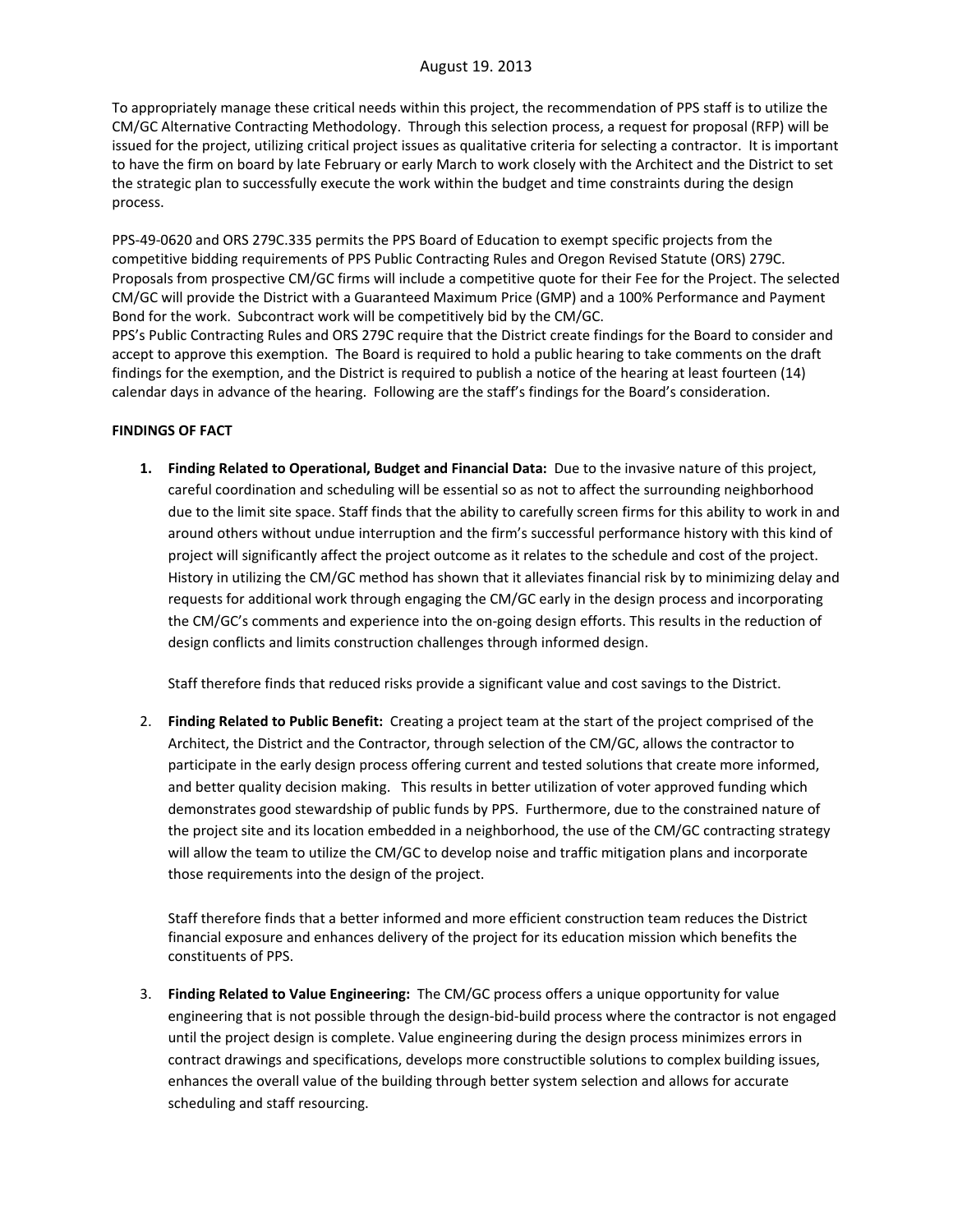August 19. 2013

To appropriately manage these critical needs within this project, the recommendation of PPS staff is to utilize the CM/GC Alternative Contracting Methodology. Through this selection process, a request for proposal (RFP) will be issued for the project, utilizing critical project issues as qualitative criteria for selecting a contractor. It is important to have the firm on board by late February or early March to work closely with the Architect and the District to set the strategic plan to successfully execute the work within the budget and time constraints during the design process.

PPS-49-0620 and ORS 279C.335 permits the PPS Board of Education to exempt specific projects from the competitive bidding requirements of PPS Public Contracting Rules and Oregon Revised Statute (ORS) 279C. Proposals from prospective CM/GC firms will include a competitive quote for their Fee for the Project. The selected CM/GC will provide the District with a Guaranteed Maximum Price (GMP) and a 100% Performance and Payment Bond for the work. Subcontract work will be competitively bid by the CM/GC.
PPS's Public Contracting Rules and ORS 279C require that the District create findings for the Board to consider and accept to approve this exemption. The Board is required to hold a public hearing to take comments on the draft findings for the exemption, and the District is required to publish a notice of the hearing at least fourteen (14) calendar days in advance of the hearing. Following are the staff's findings for the Board's consideration.

**FINDINGS OF FACT**

1. **Finding Related to Operational, Budget and Financial Data:** Due to the invasive nature of this project, careful coordination and scheduling will be essential so as not to affect the surrounding neighborhood due to the limit site space. Staff finds that the ability to carefully screen firms for this ability to work in and around others without undue interruption and the firm's successful performance history with this kind of project will significantly affect the project outcome as it relates to the schedule and cost of the project. History in utilizing the CM/GC method has shown that it alleviates financial risk by to minimizing delay and requests for additional work through engaging the CM/GC early in the design process and incorporating the CM/GC's comments and experience into the on-going design efforts. This results in the reduction of design conflicts and limits construction challenges through informed design.

   Staff therefore finds that reduced risks provide a significant value and cost savings to the District.

2. **Finding Related to Public Benefit:** Creating a project team at the start of the project comprised of the Architect, the District and the Contractor, through selection of the CM/GC, allows the contractor to participate in the early design process offering current and tested solutions that create more informed, and better quality decision making. This results in better utilization of voter approved funding which demonstrates good stewardship of public funds by PPS. Furthermore, due to the constrained nature of the project site and its location embedded in a neighborhood, the use of the CM/GC contracting strategy will allow the team to utilize the CM/GC to develop noise and traffic mitigation plans and incorporate those requirements into the design of the project.

   Staff therefore finds that a better informed and more efficient construction team reduces the District financial exposure and enhances delivery of the project for its education mission which benefits the constituents of PPS.

3. **Finding Related to Value Engineering:** The CM/GC process offers a unique opportunity for value engineering that is not possible through the design-bid-build process where the contractor is not engaged until the project design is complete. Value engineering during the design process minimizes errors in contract drawings and specifications, develops more constructible solutions to complex building issues, enhances the overall value of the building through better system selection and allows for accurate scheduling and staff resourcing.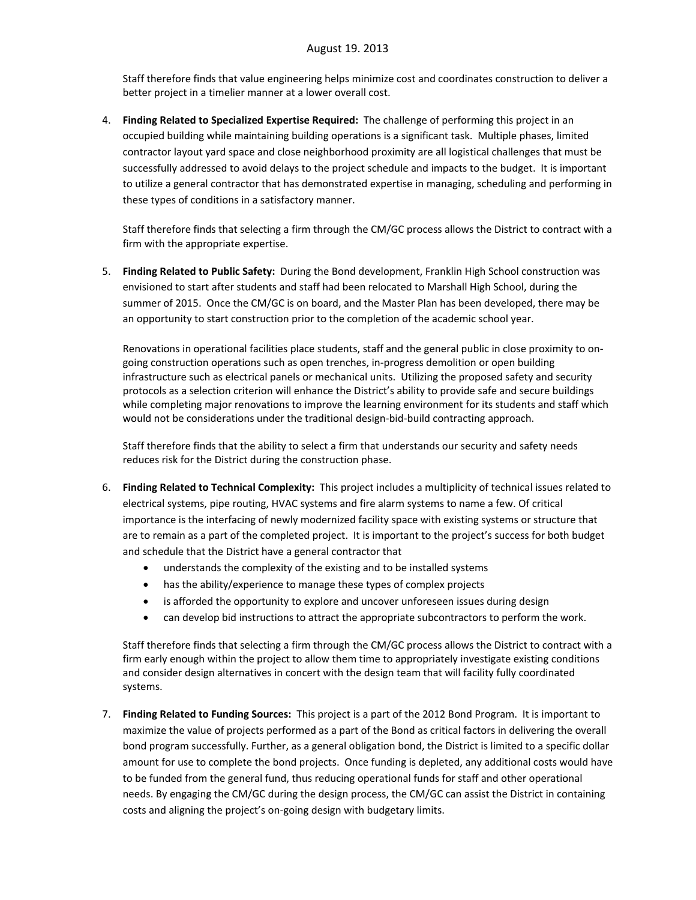Staff therefore finds that value engineering helps minimize cost and coordinates construction to deliver a better project in a timelier manner at a lower overall cost.

4. **Finding Related to Specialized Expertise Required:** The challenge of performing this project in an occupied building while maintaining building operations is a significant task. Multiple phases, limited contractor layout yard space and close neighborhood proximity are all logistical challenges that must be successfully addressed to avoid delays to the project schedule and impacts to the budget. It is important to utilize a general contractor that has demonstrated expertise in managing, scheduling and performing in these types of conditions in a satisfactory manner.

   Staff therefore finds that selecting a firm through the CM/GC process allows the District to contract with a firm with the appropriate expertise.

5. **Finding Related to Public Safety:** During the Bond development, Franklin High School construction was envisioned to start after students and staff had been relocated to Marshall High School, during the summer of 2015. Once the CM/GC is on board, and the Master Plan has been developed, there may be an opportunity to start construction prior to the completion of the academic school year.

   Renovations in operational facilities place students, staff and the general public in close proximity to on-going construction operations such as open trenches, in-progress demolition or open building infrastructure such as electrical panels or mechanical units. Utilizing the proposed safety and security protocols as a selection criterion will enhance the District's ability to provide safe and secure buildings while completing major renovations to improve the learning environment for its students and staff which would not be considerations under the traditional design-bid-build contracting approach.

   Staff therefore finds that the ability to select a firm that understands our security and safety needs reduces risk for the District during the construction phase.

6. **Finding Related to Technical Complexity:** This project includes a multiplicity of technical issues related to electrical systems, pipe routing, HVAC systems and fire alarm systems to name a few. Of critical importance is the interfacing of newly modernized facility space with existing systems or structure that are to remain as a part of the completed project. It is important to the project's success for both budget and schedule that the District have a general contractor that
   - understands the complexity of the existing and to be installed systems
   - has the ability/experience to manage these types of complex projects
   - is afforded the opportunity to explore and uncover unforeseen issues during design
   - can develop bid instructions to attract the appropriate subcontractors to perform the work.

   Staff therefore finds that selecting a firm through the CM/GC process allows the District to contract with a firm early enough within the project to allow them time to appropriately investigate existing conditions and consider design alternatives in concert with the design team that will facility fully coordinated systems.

7. **Finding Related to Funding Sources:** This project is a part of the 2012 Bond Program. It is important to maximize the value of projects performed as a part of the Bond as critical factors in delivering the overall bond program successfully. Further, as a general obligation bond, the District is limited to a specific dollar amount for use to complete the bond projects. Once funding is depleted, any additional costs would have to be funded from the general fund, thus reducing operational funds for staff and other operational needs. By engaging the CM/GC during the design process, the CM/GC can assist the District in containing costs and aligning the project's on-going design with budgetary limits.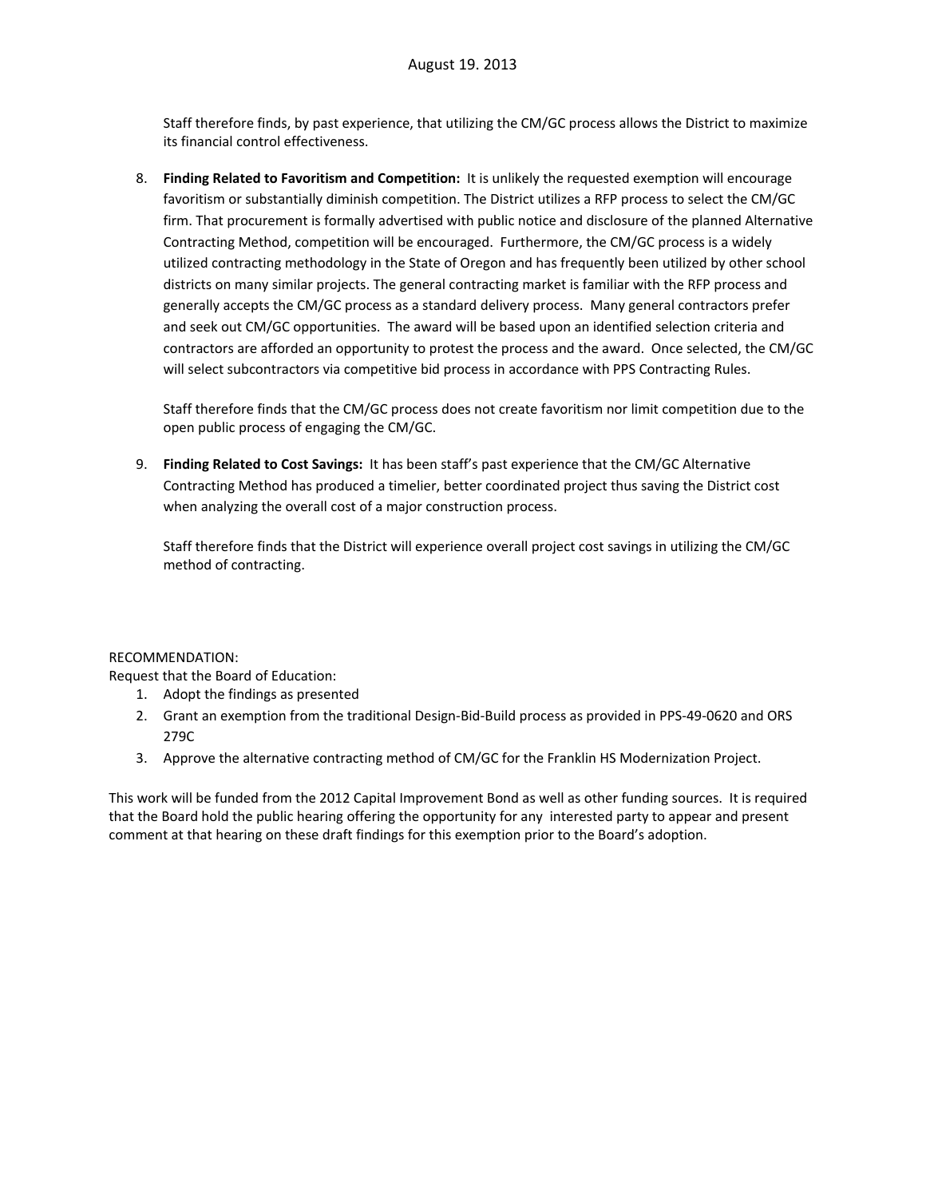Staff therefore finds, by past experience, that utilizing the CM/GC process allows the District to maximize its financial control effectiveness.

8. **Finding Related to Favoritism and Competition:** It is unlikely the requested exemption will encourage favoritism or substantially diminish competition. The District utilizes a RFP process to select the CM/GC firm. That procurement is formally advertised with public notice and disclosure of the planned Alternative Contracting Method, competition will be encouraged. Furthermore, the CM/GC process is a widely utilized contracting methodology in the State of Oregon and has frequently been utilized by other school districts on many similar projects. The general contracting market is familiar with the RFP process and generally accepts the CM/GC process as a standard delivery process. Many general contractors prefer and seek out CM/GC opportunities. The award will be based upon an identified selection criteria and contractors are afforded an opportunity to protest the process and the award. Once selected, the CM/GC will select subcontractors via competitive bid process in accordance with PPS Contracting Rules.

   Staff therefore finds that the CM/GC process does not create favoritism nor limit competition due to the open public process of engaging the CM/GC.

9. **Finding Related to Cost Savings:** It has been staff's past experience that the CM/GC Alternative Contracting Method has produced a timelier, better coordinated project thus saving the District cost when analyzing the overall cost of a major construction process.

   Staff therefore finds that the District will experience overall project cost savings in utilizing the CM/GC method of contracting.

RECOMMENDATION:
Request that the Board of Education:

1. Adopt the findings as presented
2. Grant an exemption from the traditional Design-Bid-Build process as provided in PPS-49-0620 and ORS 279C
3. Approve the alternative contracting method of CM/GC for the Franklin HS Modernization Project.

This work will be funded from the 2012 Capital Improvement Bond as well as other funding sources. It is required that the Board hold the public hearing offering the opportunity for any interested party to appear and present comment at that hearing on these draft findings for this exemption prior to the Board's adoption.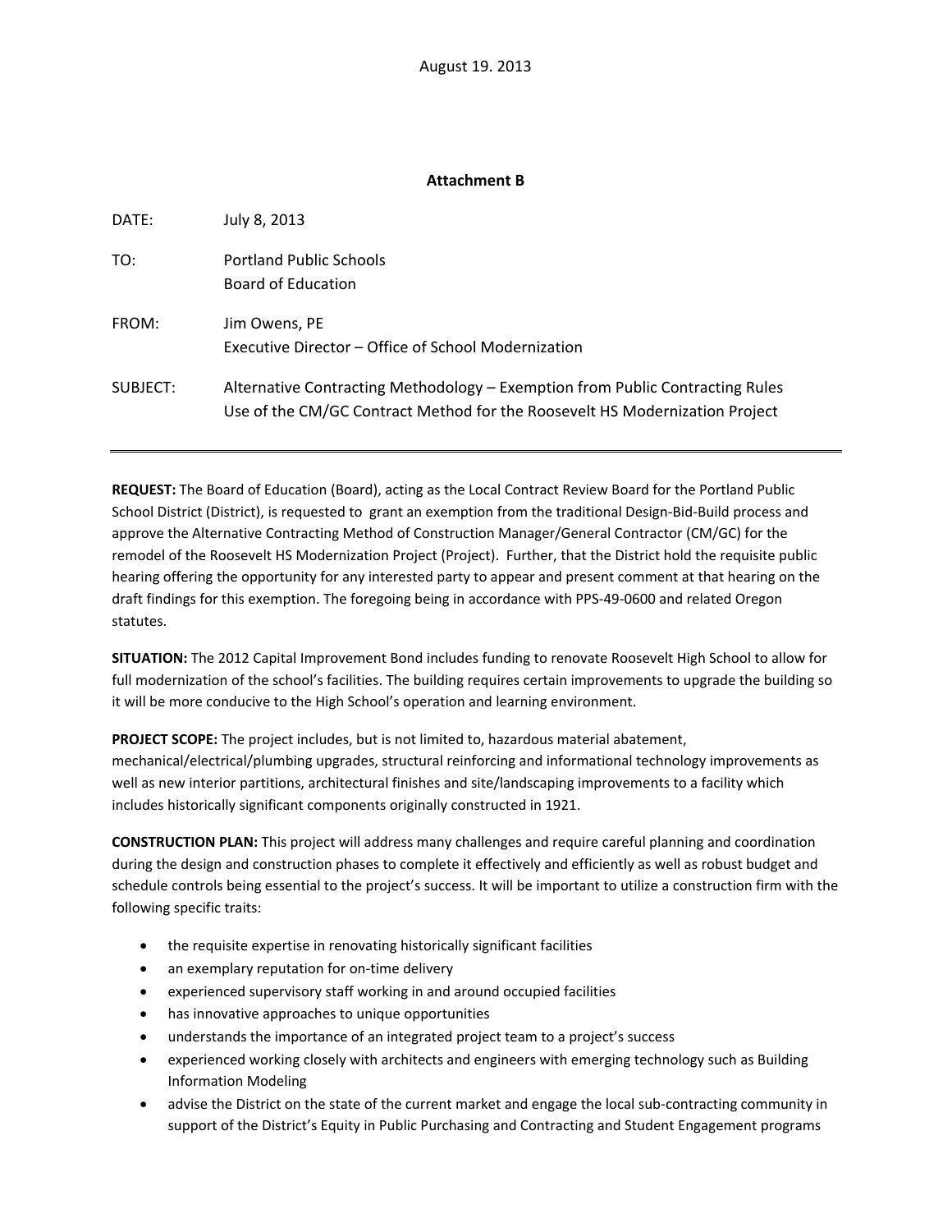August 19. 2013

## Attachment B

DATE: July 8, 2013

TO: Portland Public Schools
Board of Education

FROM: Jim Owens, PE
Executive Director – Office of School Modernization

SUBJECT: Alternative Contracting Methodology – Exemption from Public Contracting Rules
Use of the CM/GC Contract Method for the Roosevelt HS Modernization Project

---

**REQUEST:** The Board of Education (Board), acting as the Local Contract Review Board for the Portland Public School District (District), is requested to grant an exemption from the traditional Design-Bid-Build process and approve the Alternative Contracting Method of Construction Manager/General Contractor (CM/GC) for the remodel of the Roosevelt HS Modernization Project (Project). Further, that the District hold the requisite public hearing offering the opportunity for any interested party to appear and present comment at that hearing on the draft findings for this exemption. The foregoing being in accordance with PPS-49-0600 and related Oregon statutes.

**SITUATION:** The 2012 Capital Improvement Bond includes funding to renovate Roosevelt High School to allow for full modernization of the school's facilities. The building requires certain improvements to upgrade the building so it will be more conducive to the High School's operation and learning environment.

**PROJECT SCOPE:** The project includes, but is not limited to, hazardous material abatement, mechanical/electrical/plumbing upgrades, structural reinforcing and informational technology improvements as well as new interior partitions, architectural finishes and site/landscaping improvements to a facility which includes historically significant components originally constructed in 1921.

**CONSTRUCTION PLAN:** This project will address many challenges and require careful planning and coordination during the design and construction phases to complete it effectively and efficiently as well as robust budget and schedule controls being essential to the project's success. It will be important to utilize a construction firm with the following specific traits:

- the requisite expertise in renovating historically significant facilities
- an exemplary reputation for on-time delivery
- experienced supervisory staff working in and around occupied facilities
- has innovative approaches to unique opportunities
- understands the importance of an integrated project team to a project's success
- experienced working closely with architects and engineers with emerging technology such as Building Information Modeling
- advise the District on the state of the current market and engage the local sub-contracting community in support of the District's Equity in Public Purchasing and Contracting and Student Engagement programs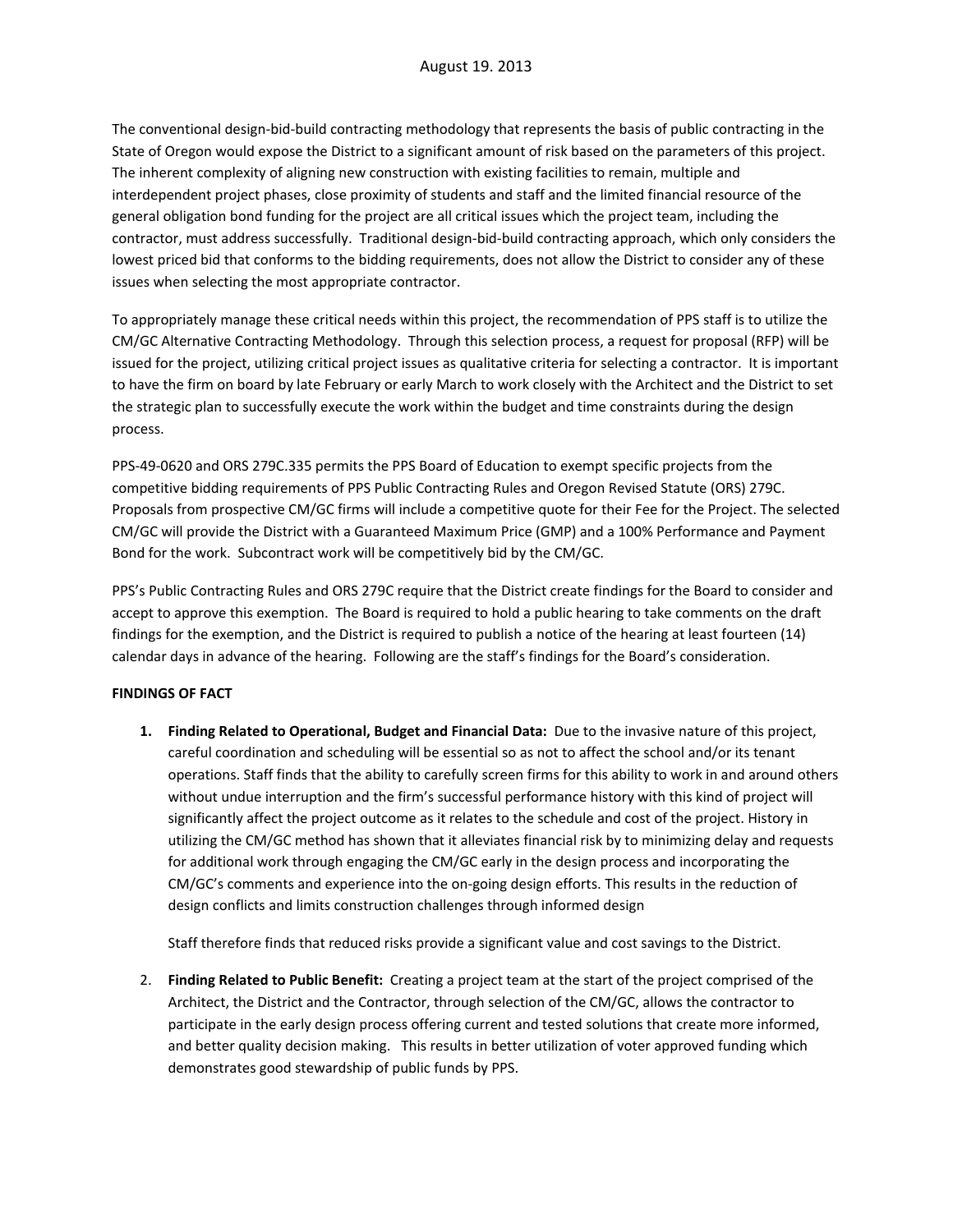The conventional design-bid-build contracting methodology that represents the basis of public contracting in the State of Oregon would expose the District to a significant amount of risk based on the parameters of this project. The inherent complexity of aligning new construction with existing facilities to remain, multiple and interdependent project phases, close proximity of students and staff and the limited financial resource of the general obligation bond funding for the project are all critical issues which the project team, including the contractor, must address successfully. Traditional design-bid-build contracting approach, which only considers the lowest priced bid that conforms to the bidding requirements, does not allow the District to consider any of these issues when selecting the most appropriate contractor.

To appropriately manage these critical needs within this project, the recommendation of PPS staff is to utilize the CM/GC Alternative Contracting Methodology. Through this selection process, a request for proposal (RFP) will be issued for the project, utilizing critical project issues as qualitative criteria for selecting a contractor. It is important to have the firm on board by late February or early March to work closely with the Architect and the District to set the strategic plan to successfully execute the work within the budget and time constraints during the design process.

PPS-49-0620 and ORS 279C.335 permits the PPS Board of Education to exempt specific projects from the competitive bidding requirements of PPS Public Contracting Rules and Oregon Revised Statute (ORS) 279C. Proposals from prospective CM/GC firms will include a competitive quote for their Fee for the Project. The selected CM/GC will provide the District with a Guaranteed Maximum Price (GMP) and a 100% Performance and Payment Bond for the work. Subcontract work will be competitively bid by the CM/GC.

PPS's Public Contracting Rules and ORS 279C require that the District create findings for the Board to consider and accept to approve this exemption. The Board is required to hold a public hearing to take comments on the draft findings for the exemption, and the District is required to publish a notice of the hearing at least fourteen (14) calendar days in advance of the hearing. Following are the staff's findings for the Board's consideration.

**FINDINGS OF FACT**

1. **Finding Related to Operational, Budget and Financial Data:** Due to the invasive nature of this project, careful coordination and scheduling will be essential so as not to affect the school and/or its tenant operations. Staff finds that the ability to carefully screen firms for this ability to work in and around others without undue interruption and the firm's successful performance history with this kind of project will significantly affect the project outcome as it relates to the schedule and cost of the project. History in utilizing the CM/GC method has shown that it alleviates financial risk by to minimizing delay and requests for additional work through engaging the CM/GC early in the design process and incorporating the CM/GC's comments and experience into the on-going design efforts. This results in the reduction of design conflicts and limits construction challenges through informed design

   Staff therefore finds that reduced risks provide a significant value and cost savings to the District.

2. **Finding Related to Public Benefit:** Creating a project team at the start of the project comprised of the Architect, the District and the Contractor, through selection of the CM/GC, allows the contractor to participate in the early design process offering current and tested solutions that create more informed, and better quality decision making. This results in better utilization of voter approved funding which demonstrates good stewardship of public funds by PPS.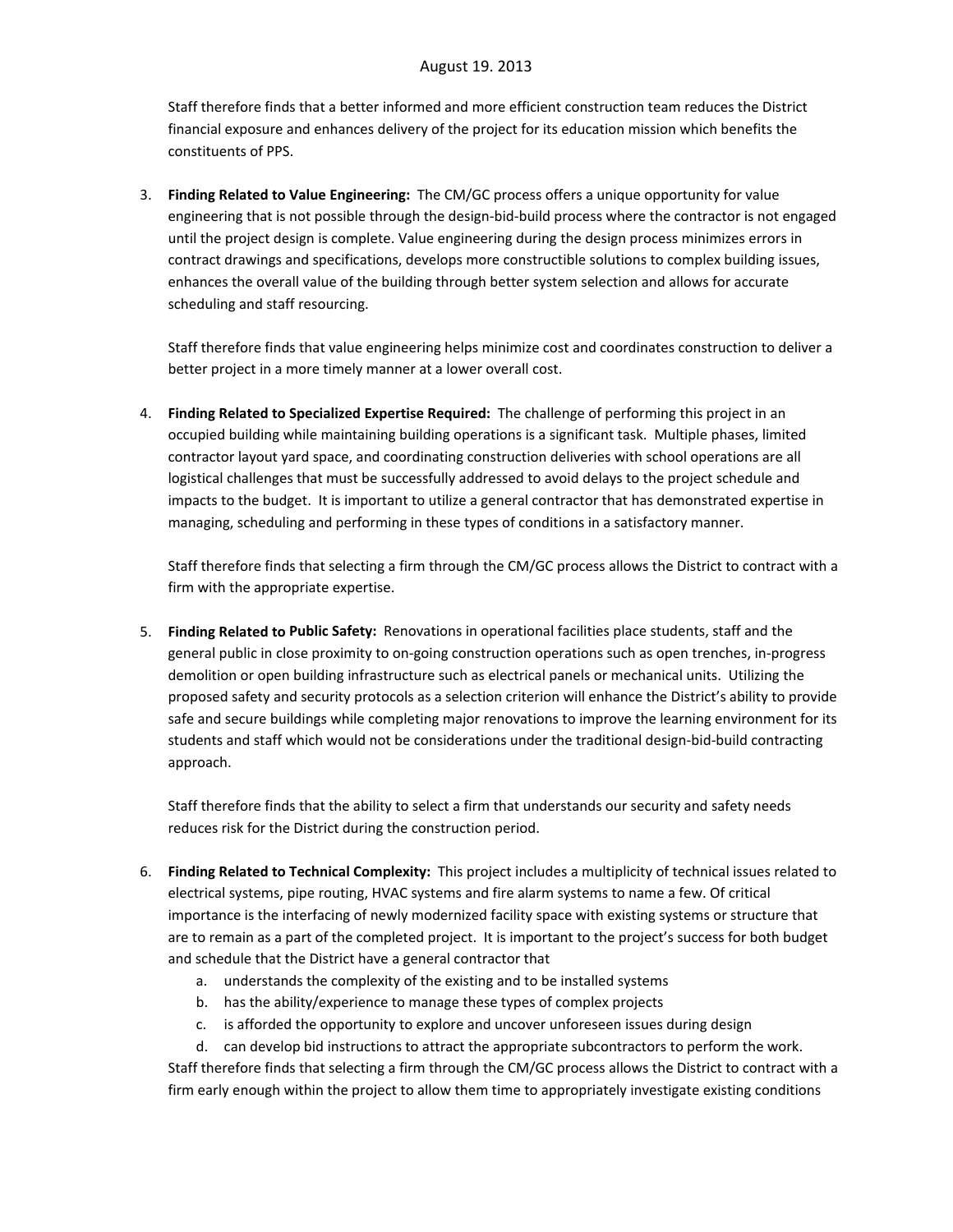Staff therefore finds that a better informed and more efficient construction team reduces the District financial exposure and enhances delivery of the project for its education mission which benefits the constituents of PPS.

3. **Finding Related to Value Engineering:** The CM/GC process offers a unique opportunity for value engineering that is not possible through the design-bid-build process where the contractor is not engaged until the project design is complete. Value engineering during the design process minimizes errors in contract drawings and specifications, develops more constructible solutions to complex building issues, enhances the overall value of the building through better system selection and allows for accurate scheduling and staff resourcing.

   Staff therefore finds that value engineering helps minimize cost and coordinates construction to deliver a better project in a more timely manner at a lower overall cost.

4. **Finding Related to Specialized Expertise Required:** The challenge of performing this project in an occupied building while maintaining building operations is a significant task. Multiple phases, limited contractor layout yard space, and coordinating construction deliveries with school operations are all logistical challenges that must be successfully addressed to avoid delays to the project schedule and impacts to the budget. It is important to utilize a general contractor that has demonstrated expertise in managing, scheduling and performing in these types of conditions in a satisfactory manner.

   Staff therefore finds that selecting a firm through the CM/GC process allows the District to contract with a firm with the appropriate expertise.

5. **Finding Related to Public Safety:** Renovations in operational facilities place students, staff and the general public in close proximity to on-going construction operations such as open trenches, in-progress demolition or open building infrastructure such as electrical panels or mechanical units. Utilizing the proposed safety and security protocols as a selection criterion will enhance the District's ability to provide safe and secure buildings while completing major renovations to improve the learning environment for its students and staff which would not be considerations under the traditional design-bid-build contracting approach.

   Staff therefore finds that the ability to select a firm that understands our security and safety needs reduces risk for the District during the construction period.

6. **Finding Related to Technical Complexity:** This project includes a multiplicity of technical issues related to electrical systems, pipe routing, HVAC systems and fire alarm systems to name a few. Of critical importance is the interfacing of newly modernized facility space with existing systems or structure that are to remain as a part of the completed project. It is important to the project's success for both budget and schedule that the District have a general contractor that
   a. understands the complexity of the existing and to be installed systems
   b. has the ability/experience to manage these types of complex projects
   c. is afforded the opportunity to explore and uncover unforeseen issues during design
   d. can develop bid instructions to attract the appropriate subcontractors to perform the work.

   Staff therefore finds that selecting a firm through the CM/GC process allows the District to contract with a firm early enough within the project to allow them time to appropriately investigate existing conditions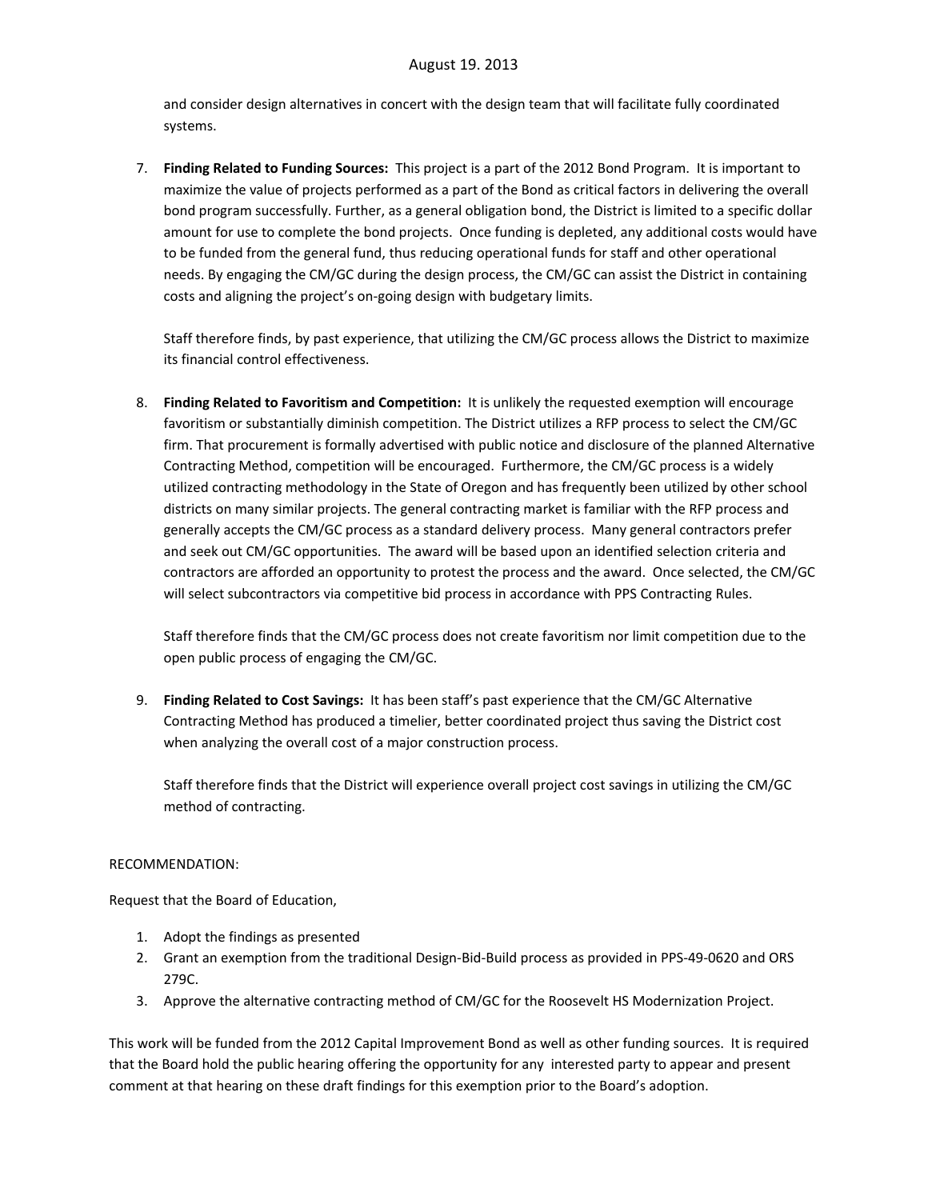and consider design alternatives in concert with the design team that will facilitate fully coordinated systems.

7. **Finding Related to Funding Sources:** This project is a part of the 2012 Bond Program. It is important to maximize the value of projects performed as a part of the Bond as critical factors in delivering the overall bond program successfully. Further, as a general obligation bond, the District is limited to a specific dollar amount for use to complete the bond projects. Once funding is depleted, any additional costs would have to be funded from the general fund, thus reducing operational funds for staff and other operational needs. By engaging the CM/GC during the design process, the CM/GC can assist the District in containing costs and aligning the project's on-going design with budgetary limits.

   Staff therefore finds, by past experience, that utilizing the CM/GC process allows the District to maximize its financial control effectiveness.

8. **Finding Related to Favoritism and Competition:** It is unlikely the requested exemption will encourage favoritism or substantially diminish competition. The District utilizes a RFP process to select the CM/GC firm. That procurement is formally advertised with public notice and disclosure of the planned Alternative Contracting Method, competition will be encouraged. Furthermore, the CM/GC process is a widely utilized contracting methodology in the State of Oregon and has frequently been utilized by other school districts on many similar projects. The general contracting market is familiar with the RFP process and generally accepts the CM/GC process as a standard delivery process. Many general contractors prefer and seek out CM/GC opportunities. The award will be based upon an identified selection criteria and contractors are afforded an opportunity to protest the process and the award. Once selected, the CM/GC will select subcontractors via competitive bid process in accordance with PPS Contracting Rules.

   Staff therefore finds that the CM/GC process does not create favoritism nor limit competition due to the open public process of engaging the CM/GC.

9. **Finding Related to Cost Savings:** It has been staff's past experience that the CM/GC Alternative Contracting Method has produced a timelier, better coordinated project thus saving the District cost when analyzing the overall cost of a major construction process.

   Staff therefore finds that the District will experience overall project cost savings in utilizing the CM/GC method of contracting.

RECOMMENDATION:

Request that the Board of Education,

1. Adopt the findings as presented
2. Grant an exemption from the traditional Design-Bid-Build process as provided in PPS-49-0620 and ORS 279C.
3. Approve the alternative contracting method of CM/GC for the Roosevelt HS Modernization Project.

This work will be funded from the 2012 Capital Improvement Bond as well as other funding sources. It is required that the Board hold the public hearing offering the opportunity for any interested party to appear and present comment at that hearing on these draft findings for this exemption prior to the Board's adoption.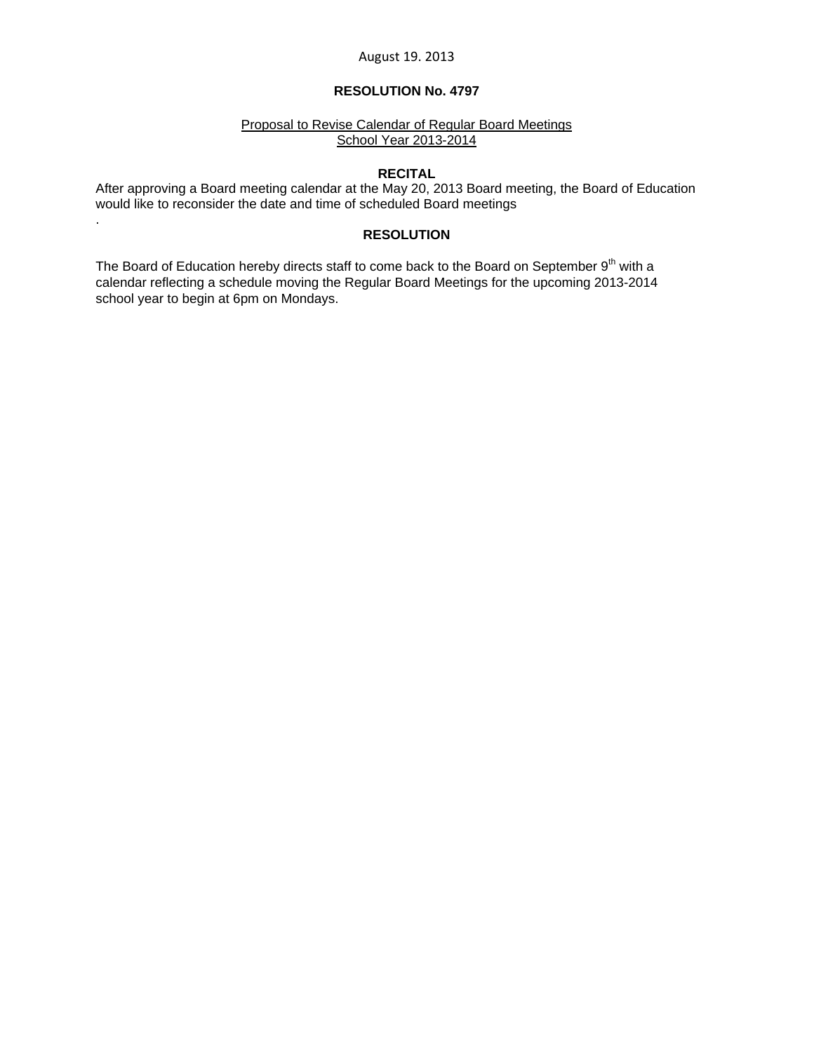August 19. 2013

**RESOLUTION No. 4797**

Proposal to Revise Calendar of Regular Board Meetings
School Year 2013-2014

**RECITAL**

After approving a Board meeting calendar at the May 20, 2013 Board meeting, the Board of Education would like to reconsider the date and time of scheduled Board meetings
.

**RESOLUTION**

The Board of Education hereby directs staff to come back to the Board on September 9th with a calendar reflecting a schedule moving the Regular Board Meetings for the upcoming 2013-2014 school year to begin at 6pm on Mondays.